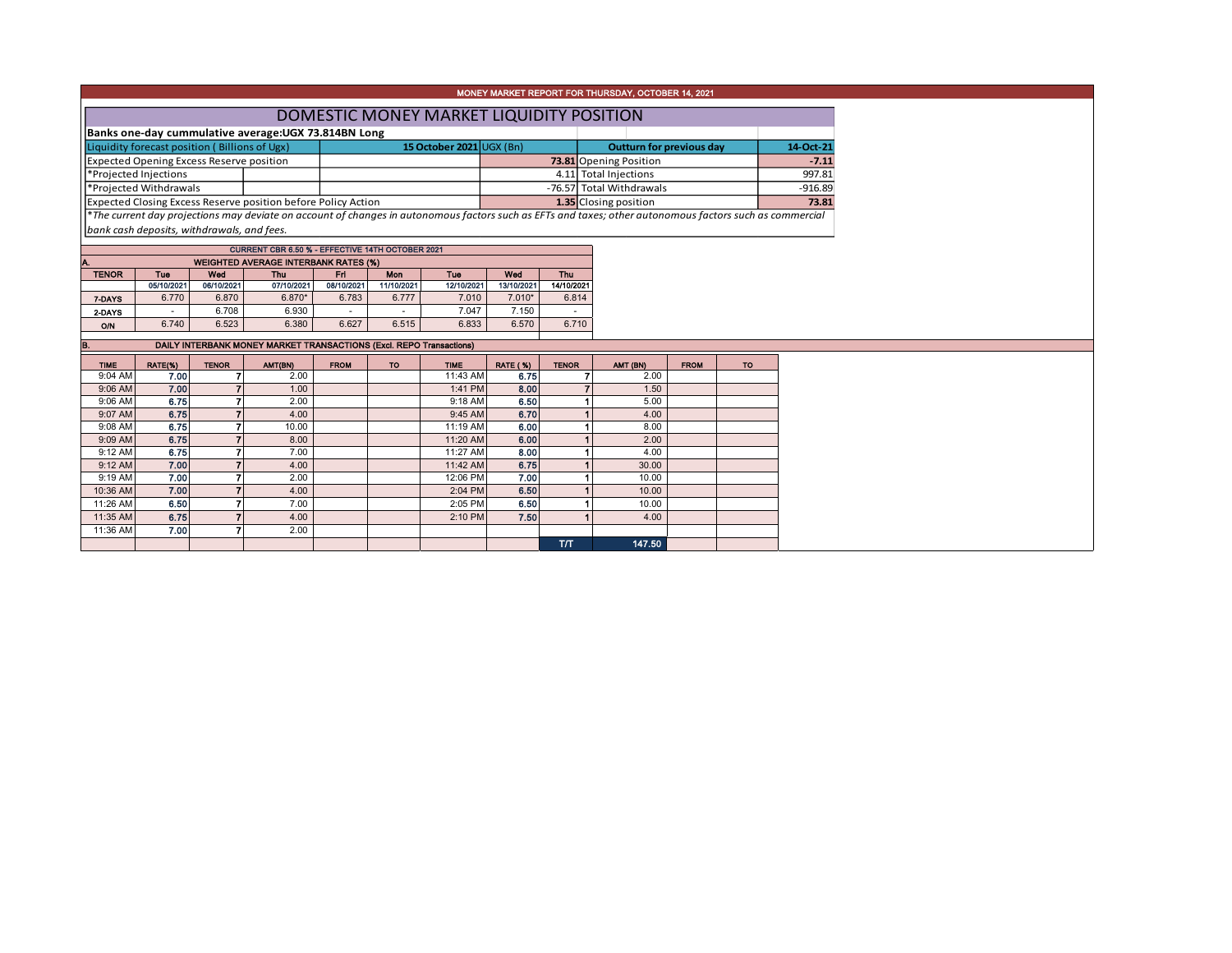MONEY MARKET REPORT FOR THURSDAY, OCTOBER 14, 2021

# DOMESTIC MONEY MARKET LIQUIDITY POSITION

**Banks one-day cummulative average:UGX 73.814BN Long**

| Liquidity forecast position ( Billions of Ugx) | 15 October 2021 UGX (Bn) | Outturn for previous day | 14-Oct-21 |
|---|---|---|---|
| Expected Opening Excess Reserve position | **73.81** | Opening Position | **-7.11** |
| *Projected Injections | 4.11 | Total Injections | 997.81 |
| *Projected Withdrawals | -76.57 | Total Withdrawals | -916.89 |
| Expected Closing Excess Reserve position before Policy Action | **1.35** | Closing position | **73.81** |

*\*The current day projections may deviate on account of changes in autonomous factors such as EFTs and taxes; other autonomous factors such as commercial bank cash deposits, withdrawals, and fees.*

CURRENT CBR 6.50 % - EFFECTIVE 14TH OCTOBER 2021

**A. WEIGHTED AVERAGE INTERBANK RATES (%)**

| TENOR | Tue 05/10/2021 | Wed 06/10/2021 | Thu 07/10/2021 | Fri 08/10/2021 | Mon 11/10/2021 | Tue 12/10/2021 | Wed 13/10/2021 | Thu 14/10/2021 |
|---|---|---|---|---|---|---|---|---|
| 7-DAYS | 6.770 | 6.870 | 6.870* | 6.783 | 6.777 | 7.010 | 7.010* | 6.814 |
| 2-DAYS | - | 6.708 | 6.930 | - | - | 7.047 | 7.150 | - |
| O/N | 6.740 | 6.523 | 6.380 | 6.627 | 6.515 | 6.833 | 6.570 | 6.710 |

**B. DAILY INTERBANK MONEY MARKET TRANSACTIONS (Excl. REPO Transactions)**

| TIME | RATE(%) | TENOR | AMT(BN) | FROM | TO | TIME | RATE (%) | TENOR | AMT (BN) | FROM | TO |
|---|---|---|---|---|---|---|---|---|---|---|---|
| 9:04 AM | 7.00 | 7 | 2.00 | | | 11:43 AM | 6.75 | 7 | 2.00 | | |
| 9:06 AM | 7.00 | 7 | 1.00 | | | 1:41 PM | 8.00 | 7 | 1.50 | | |
| 9:06 AM | 6.75 | 7 | 2.00 | | | 9:18 AM | 6.50 | 1 | 5.00 | | |
| 9:07 AM | 6.75 | 7 | 4.00 | | | 9:45 AM | 6.70 | 1 | 4.00 | | |
| 9:08 AM | 6.75 | 7 | 10.00 | | | 11:19 AM | 6.00 | 1 | 8.00 | | |
| 9:09 AM | 6.75 | 7 | 8.00 | | | 11:20 AM | 6.00 | 1 | 2.00 | | |
| 9:12 AM | 6.75 | 7 | 7.00 | | | 11:27 AM | 8.00 | 1 | 4.00 | | |
| 9:12 AM | 7.00 | 7 | 4.00 | | | 11:42 AM | 6.75 | 1 | 30.00 | | |
| 9:19 AM | 7.00 | 7 | 2.00 | | | 12:06 PM | 7.00 | 1 | 10.00 | | |
| 10:36 AM | 7.00 | 7 | 4.00 | | | 2:04 PM | 6.50 | 1 | 10.00 | | |
| 11:26 AM | 6.50 | 7 | 7.00 | | | 2:05 PM | 6.50 | 1 | 10.00 | | |
| 11:35 AM | 6.75 | 7 | 4.00 | | | 2:10 PM | 7.50 | 1 | 4.00 | | |
| 11:36 AM | 7.00 | 7 | 2.00 | | | | | | | | |
| | | | | | | | | T/T | 147.50 | | |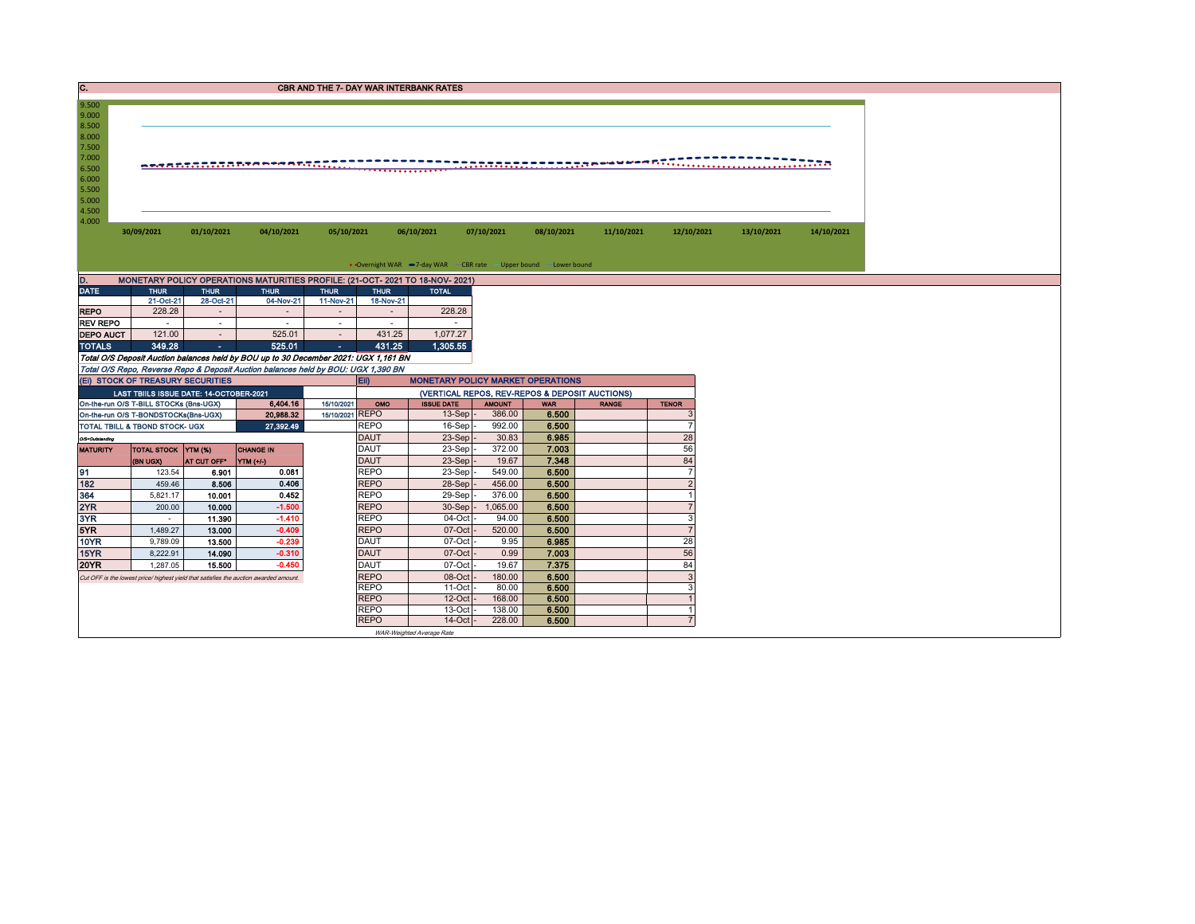## C. CBR AND THE 7- DAY WAR INTERBANK RATES

9.500
9.000
8.500
8.000
7.500
7.000
6.500
6.000
5.500
5.000
4.500
4.000

30/09/2021 01/10/2021 04/10/2021 05/10/2021 06/10/2021 07/10/2021 08/10/2021 11/10/2021 12/10/2021 13/10/2021 14/10/2021

Overnight WAR — 7-day WAR — CBR rate — Upper bound — Lower bound

## D. MONETARY POLICY OPERATIONS MATURITIES PROFILE: (21-OCT- 2021 TO 18-NOV- 2021)

| DATE | THUR | THUR | THUR | THUR | THUR | TOTAL |
|---|---|---|---|---|---|---|
| | 21-Oct-21 | 28-Oct-21 | 04-Nov-21 | 11-Nov-21 | 18-Nov-21 | |
| REPO | 228.28 | - | - | - | - | 228.28 |
| REV REPO | - | - | - | - | - | - |
| DEPO AUCT | 121.00 | - | 525.01 | - | 431.25 | 1,077.27 |
| TOTALS | 349.28 | - | 525.01 | - | 431.25 | 1,305.55 |

*Total O/S Deposit Auction balances held by BOU up to 30 December 2021: UGX 1,161 BN*

*Total O/S Repo, Reverse Repo & Deposit Auction balances held by BOU: UGX 1,390 BN*

## (Ei) STOCK OF TREASURY SECURITIES

| LAST TBIILS ISSUE DATE: 14-OCTOBER-2021 | | |
|---|---|---|
| On-the-run O/S T-BILL STOCKs (Bns-UGX) | 6,404.16 | 15/10/2021 |
| On-the-run O/S T-BONDSTOCKs(Bns-UGX) | 20,988.32 | 15/10/2021 |
| TOTAL TBILL & TBOND STOCK- UGX | 27,392.49 | |

O/S=Outstanding

| MATURITY | TOTAL STOCK (BN UGX) | YTM (%) AT CUT OFF* | CHANGE IN YTM (+/-) |
|---|---|---|---|
| 91 | 123.54 | 6.901 | 0.081 |
| 182 | 459.46 | 8.506 | 0.406 |
| 364 | 5,821.17 | 10.001 | 0.452 |
| 2YR | 200.00 | 10.000 | -1.500 |
| 3YR | - | 11.390 | -1.410 |
| 5YR | 1,489.27 | 13.000 | -0.409 |
| 10YR | 9,789.09 | 13.500 | -0.239 |
| 15YR | 8,222.91 | 14.090 | -0.310 |
| 20YR | 1,287.05 | 15.500 | -0.450 |

*Cut OFF is the lowest price/ highest yield that satisfies the auction awarded amount.*

## Eii) MONETARY POLICY MARKET OPERATIONS

(VERTICAL REPOS, REV-REPOS & DEPOSIT AUCTIONS)

| OMO | ISSUE DATE | AMOUNT | WAR | RANGE | TENOR |
|---|---|---|---|---|---|
| REPO | 13-Sep - | 386.00 | 6.500 | | 3 |
| REPO | 16-Sep - | 992.00 | 6.500 | | 7 |
| DAUT | 23-Sep - | 30.83 | 6.985 | | 28 |
| DAUT | 23-Sep - | 372.00 | 7.003 | | 56 |
| DAUT | 23-Sep - | 19.67 | 7.348 | | 84 |
| REPO | 23-Sep - | 549.00 | 6.500 | | 7 |
| REPO | 28-Sep - | 456.00 | 6.500 | | 2 |
| REPO | 29-Sep - | 376.00 | 6.500 | | 1 |
| REPO | 30-Sep - | 1,065.00 | 6.500 | | 7 |
| REPO | 04-Oct - | 94.00 | 6.500 | | 3 |
| REPO | 07-Oct - | 520.00 | 6.500 | | 7 |
| DAUT | 07-Oct - | 9.95 | 6.985 | | 28 |
| DAUT | 07-Oct - | 0.99 | 7.003 | | 56 |
| DAUT | 07-Oct - | 19.67 | 7.375 | | 84 |
| REPO | 08-Oct - | 180.00 | 6.500 | | 3 |
| REPO | 11-Oct - | 80.00 | 6.500 | | 3 |
| REPO | 12-Oct - | 168.00 | 6.500 | | 1 |
| REPO | 13-Oct - | 138.00 | 6.500 | | 1 |
| REPO | 14-Oct - | 228.00 | 6.500 | | 7 |

*WAR-Weighted Average Rate*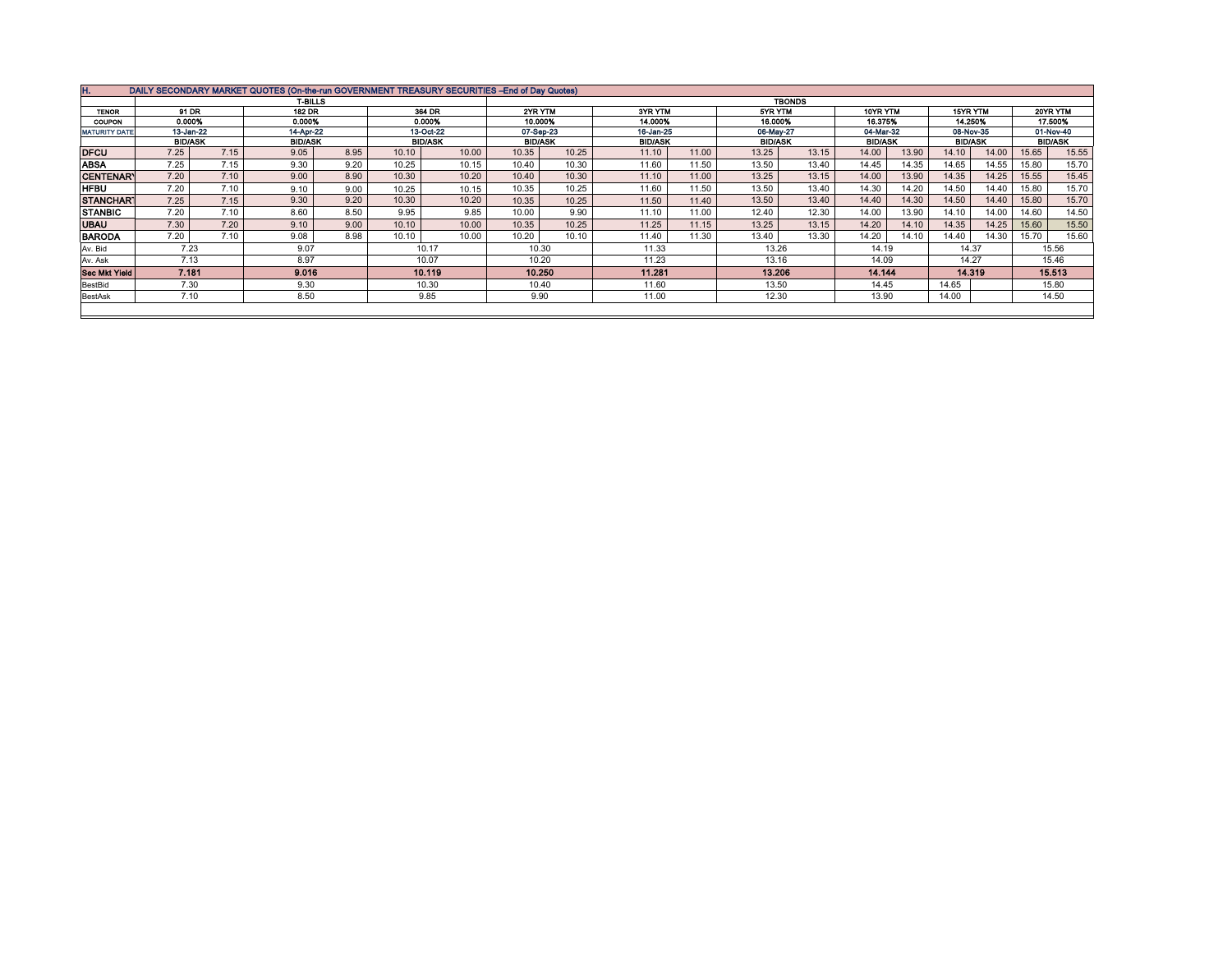| H. | DAILY SECONDARY MARKET QUOTES (On-the-run GOVERNMENT TREASURY SECURITIES –End of Day Quotes) | | | | | | | | | | | | | | | | | |
|---|---|---|---|---|---|---|---|---|---|---|---|---|---|---|---|---|---|---|
| | T-BILLS | | | | | | TBONDS | | | | | | | | | | | |
| TENOR | 91 DR | | 182 DR | | 364 DR | | 2YR YTM | | 3YR YTM | | 5YR YTM | | 10YR YTM | | 15YR YTM | | 20YR YTM | |
| COUPON | 0.000% | | 0.000% | | 0.000% | | 10.000% | | 14.000% | | 16.000% | | 16.375% | | 14.250% | | 17.500% | |
| MATURITY DATE | 13-Jan-22 | | 14-Apr-22 | | 13-Oct-22 | | 07-Sep-23 | | 16-Jan-25 | | 06-May-27 | | 04-Mar-32 | | 08-Nov-35 | | 01-Nov-40 | |
| | BID/ASK | | BID/ASK | | BID/ASK | | BID/ASK | | BID/ASK | | BID/ASK | | BID/ASK | | BID/ASK | | BID/ASK | |
| DFCU | 7.25 | 7.15 | 9.05 | 8.95 | 10.10 | 10.00 | 10.35 | 10.25 | 11.10 | 11.00 | 13.25 | 13.15 | 14.00 | 13.90 | 14.10 | 14.00 | 15.65 | 15.55 |
| ABSA | 7.25 | 7.15 | 9.30 | 9.20 | 10.25 | 10.15 | 10.40 | 10.30 | 11.60 | 11.50 | 13.50 | 13.40 | 14.45 | 14.35 | 14.65 | 14.55 | 15.80 | 15.70 |
| CENTENARY | 7.20 | 7.10 | 9.00 | 8.90 | 10.30 | 10.20 | 10.40 | 10.30 | 11.10 | 11.00 | 13.25 | 13.15 | 14.00 | 13.90 | 14.35 | 14.25 | 15.55 | 15.45 |
| HFBU | 7.20 | 7.10 | 9.10 | 9.00 | 10.25 | 10.15 | 10.35 | 10.25 | 11.60 | 11.50 | 13.50 | 13.40 | 14.30 | 14.20 | 14.50 | 14.40 | 15.80 | 15.70 |
| STANCHART | 7.25 | 7.15 | 9.30 | 9.20 | 10.30 | 10.20 | 10.35 | 10.25 | 11.50 | 11.40 | 13.50 | 13.40 | 14.40 | 14.30 | 14.50 | 14.40 | 15.80 | 15.70 |
| STANBIC | 7.20 | 7.10 | 8.60 | 8.50 | 9.95 | 9.85 | 10.00 | 9.90 | 11.10 | 11.00 | 12.40 | 12.30 | 14.00 | 13.90 | 14.10 | 14.00 | 14.60 | 14.50 |
| UBAU | 7.30 | 7.20 | 9.10 | 9.00 | 10.10 | 10.00 | 10.35 | 10.25 | 11.25 | 11.15 | 13.25 | 13.15 | 14.20 | 14.10 | 14.35 | 14.25 | 15.60 | 15.50 |
| BARODA | 7.20 | 7.10 | 9.08 | 8.98 | 10.10 | 10.00 | 10.20 | 10.10 | 11.40 | 11.30 | 13.40 | 13.30 | 14.20 | 14.10 | 14.40 | 14.30 | 15.70 | 15.60 |
| Av. Bid | 7.23 | | 9.07 | | 10.17 | | 10.30 | | 11.33 | | 13.26 | | 14.19 | | 14.37 | | 15.56 | |
| Av. Ask | 7.13 | | 8.97 | | 10.07 | | 10.20 | | 11.23 | | 13.16 | | 14.09 | | 14.27 | | 15.46 | |
| Sec Mkt Yield | 7.181 | | 9.016 | | 10.119 | | 10.250 | | 11.281 | | 13.206 | | 14.144 | | 14.319 | | 15.513 | |
| BestBid | 7.30 | | 9.30 | | 10.30 | | 10.40 | | 11.60 | | 13.50 | | 14.45 | | 14.65 | | 15.80 | |
| BestAsk | 7.10 | | 8.50 | | 9.85 | | 9.90 | | 11.00 | | 12.30 | | 13.90 | | 14.00 | | 14.50 | |